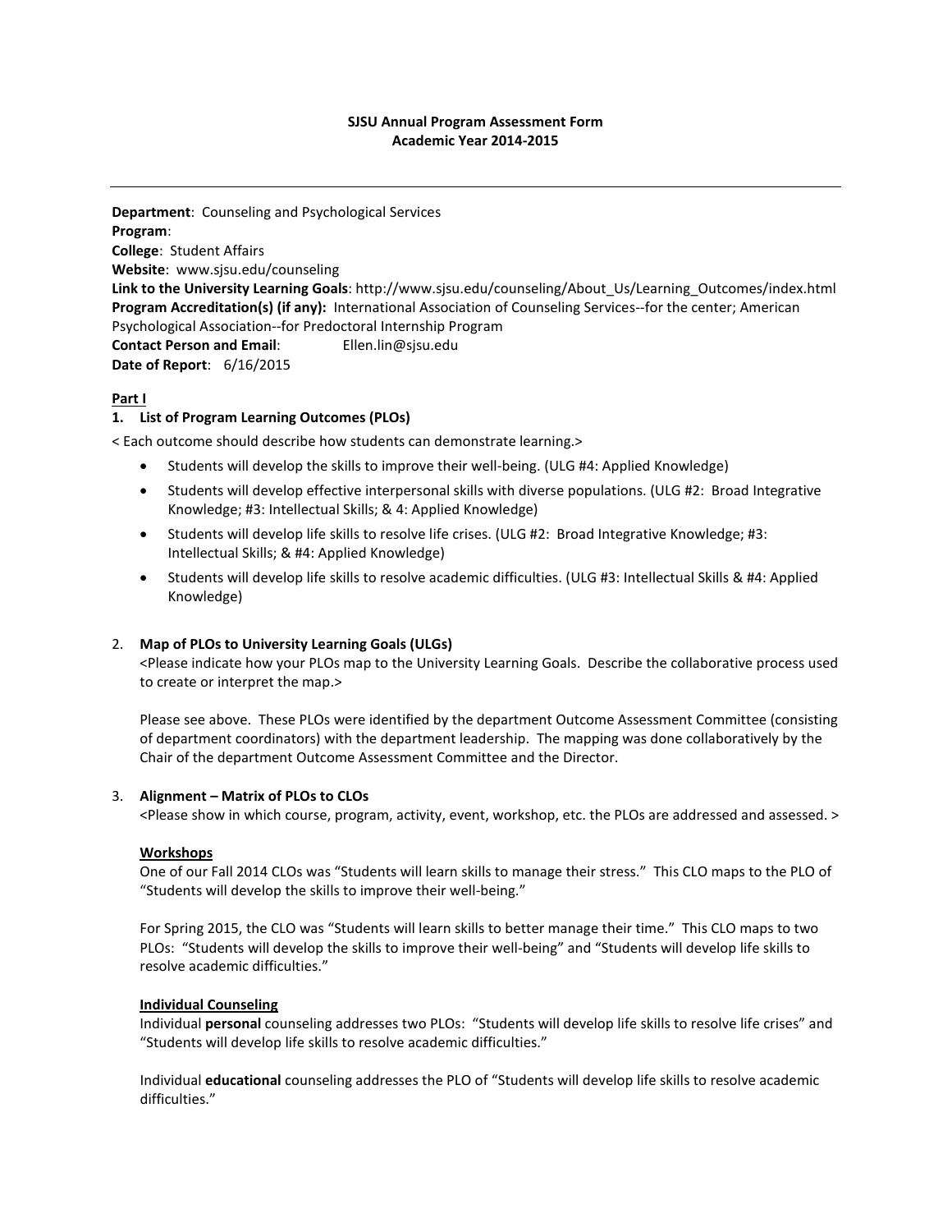**SJSU Annual Program Assessment Form**
**Academic Year 2014-2015**

---

**Department**: Counseling and Psychological Services
**Program**:
**College**: Student Affairs
**Website**: www.sjsu.edu/counseling
**Link to the University Learning Goals**: http://www.sjsu.edu/counseling/About_Us/Learning_Outcomes/index.html
**Program Accreditation(s) (if any):** International Association of Counseling Services--for the center; American Psychological Association--for Predoctoral Internship Program
**Contact Person and Email**: Ellen.lin@sjsu.edu
**Date of Report**: 6/16/2015

**Part I**

**1. List of Program Learning Outcomes (PLOs)**

< Each outcome should describe how students can demonstrate learning.>

- Students will develop the skills to improve their well-being. (ULG #4: Applied Knowledge)
- Students will develop effective interpersonal skills with diverse populations. (ULG #2: Broad Integrative Knowledge; #3: Intellectual Skills; & 4: Applied Knowledge)
- Students will develop life skills to resolve life crises. (ULG #2: Broad Integrative Knowledge; #3: Intellectual Skills; & #4: Applied Knowledge)
- Students will develop life skills to resolve academic difficulties. (ULG #3: Intellectual Skills & #4: Applied Knowledge)

2. **Map of PLOs to University Learning Goals (ULGs)**

<Please indicate how your PLOs map to the University Learning Goals. Describe the collaborative process used to create or interpret the map.>

Please see above. These PLOs were identified by the department Outcome Assessment Committee (consisting of department coordinators) with the department leadership. The mapping was done collaboratively by the Chair of the department Outcome Assessment Committee and the Director.

3. **Alignment – Matrix of PLOs to CLOs**

<Please show in which course, program, activity, event, workshop, etc. the PLOs are addressed and assessed. >

**Workshops**

One of our Fall 2014 CLOs was "Students will learn skills to manage their stress." This CLO maps to the PLO of "Students will develop the skills to improve their well-being."

For Spring 2015, the CLO was "Students will learn skills to better manage their time." This CLO maps to two PLOs: "Students will develop the skills to improve their well-being" and "Students will develop life skills to resolve academic difficulties."

**Individual Counseling**

Individual **personal** counseling addresses two PLOs: "Students will develop life skills to resolve life crises" and "Students will develop life skills to resolve academic difficulties."

Individual **educational** counseling addresses the PLO of "Students will develop life skills to resolve academic difficulties."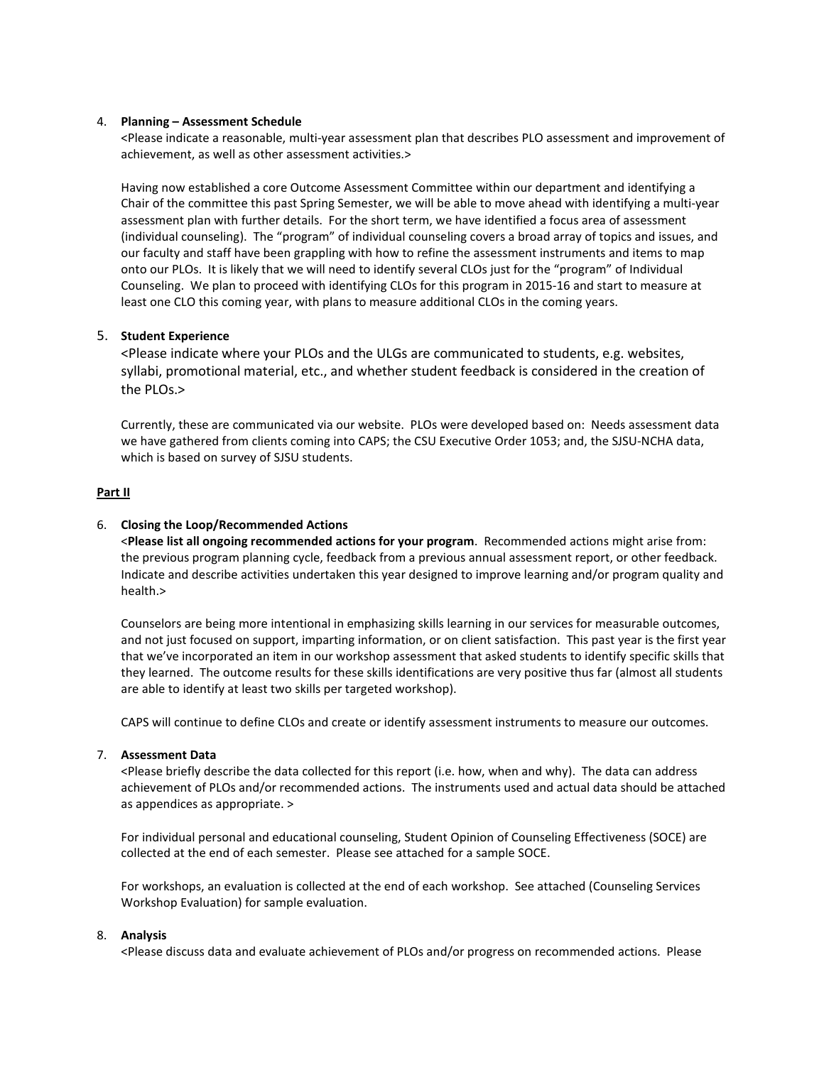4. **Planning – Assessment Schedule**
   <Please indicate a reasonable, multi-year assessment plan that describes PLO assessment and improvement of achievement, as well as other assessment activities.>

   Having now established a core Outcome Assessment Committee within our department and identifying a Chair of the committee this past Spring Semester, we will be able to move ahead with identifying a multi-year assessment plan with further details. For the short term, we have identified a focus area of assessment (individual counseling). The "program" of individual counseling covers a broad array of topics and issues, and our faculty and staff have been grappling with how to refine the assessment instruments and items to map onto our PLOs. It is likely that we will need to identify several CLOs just for the "program" of Individual Counseling. We plan to proceed with identifying CLOs for this program in 2015-16 and start to measure at least one CLO this coming year, with plans to measure additional CLOs in the coming years.

5. **Student Experience**
   <Please indicate where your PLOs and the ULGs are communicated to students, e.g. websites, syllabi, promotional material, etc., and whether student feedback is considered in the creation of the PLOs.>

   Currently, these are communicated via our website. PLOs were developed based on: Needs assessment data we have gathered from clients coming into CAPS; the CSU Executive Order 1053; and, the SJSU-NCHA data, which is based on survey of SJSU students.

**Part II**

6. **Closing the Loop/Recommended Actions**
   <**Please list all ongoing recommended actions for your program**. Recommended actions might arise from: the previous program planning cycle, feedback from a previous annual assessment report, or other feedback. Indicate and describe activities undertaken this year designed to improve learning and/or program quality and health.>

   Counselors are being more intentional in emphasizing skills learning in our services for measurable outcomes, and not just focused on support, imparting information, or on client satisfaction. This past year is the first year that we've incorporated an item in our workshop assessment that asked students to identify specific skills that they learned. The outcome results for these skills identifications are very positive thus far (almost all students are able to identify at least two skills per targeted workshop).

   CAPS will continue to define CLOs and create or identify assessment instruments to measure our outcomes.

7. **Assessment Data**
   <Please briefly describe the data collected for this report (i.e. how, when and why). The data can address achievement of PLOs and/or recommended actions. The instruments used and actual data should be attached as appendices as appropriate. >

   For individual personal and educational counseling, Student Opinion of Counseling Effectiveness (SOCE) are collected at the end of each semester. Please see attached for a sample SOCE.

   For workshops, an evaluation is collected at the end of each workshop. See attached (Counseling Services Workshop Evaluation) for sample evaluation.

8. **Analysis**
   <Please discuss data and evaluate achievement of PLOs and/or progress on recommended actions. Please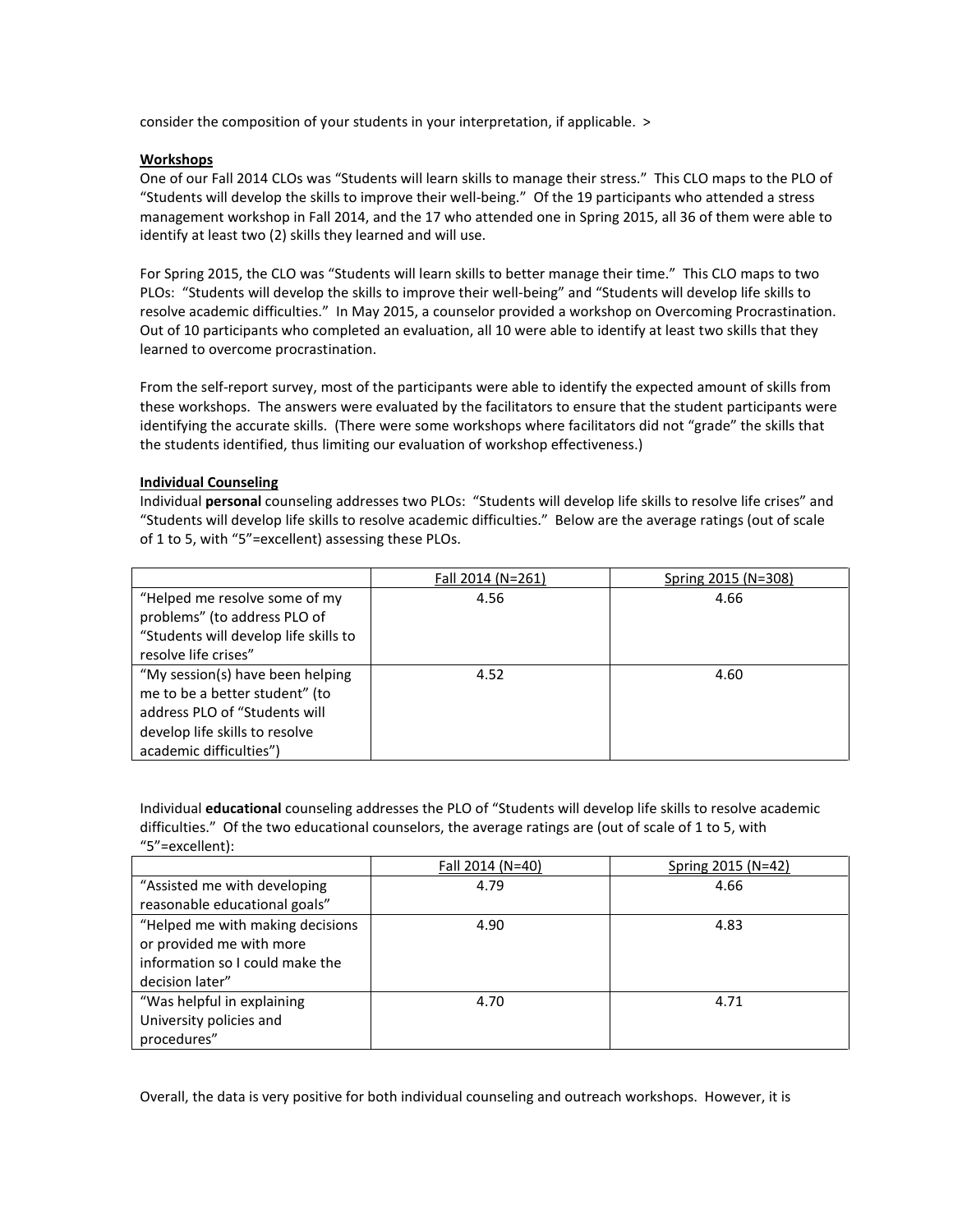consider the composition of your students in your interpretation, if applicable. >

**Workshops**

One of our Fall 2014 CLOs was "Students will learn skills to manage their stress." This CLO maps to the PLO of "Students will develop the skills to improve their well-being." Of the 19 participants who attended a stress management workshop in Fall 2014, and the 17 who attended one in Spring 2015, all 36 of them were able to identify at least two (2) skills they learned and will use.

For Spring 2015, the CLO was "Students will learn skills to better manage their time." This CLO maps to two PLOs: "Students will develop the skills to improve their well-being" and "Students will develop life skills to resolve academic difficulties." In May 2015, a counselor provided a workshop on Overcoming Procrastination. Out of 10 participants who completed an evaluation, all 10 were able to identify at least two skills that they learned to overcome procrastination.

From the self-report survey, most of the participants were able to identify the expected amount of skills from these workshops. The answers were evaluated by the facilitators to ensure that the student participants were identifying the accurate skills. (There were some workshops where facilitators did not "grade" the skills that the students identified, thus limiting our evaluation of workshop effectiveness.)

**Individual Counseling**

Individual **personal** counseling addresses two PLOs: "Students will develop life skills to resolve life crises" and "Students will develop life skills to resolve academic difficulties." Below are the average ratings (out of scale of 1 to 5, with "5"=excellent) assessing these PLOs.

| | Fall 2014 (N=261) | Spring 2015 (N=308) |
|---|---|---|
| "Helped me resolve some of my problems" (to address PLO of "Students will develop life skills to resolve life crises" | 4.56 | 4.66 |
| "My session(s) have been helping me to be a better student" (to address PLO of "Students will develop life skills to resolve academic difficulties") | 4.52 | 4.60 |

Individual **educational** counseling addresses the PLO of "Students will develop life skills to resolve academic difficulties." Of the two educational counselors, the average ratings are (out of scale of 1 to 5, with "5"=excellent):

| | Fall 2014 (N=40) | Spring 2015 (N=42) |
|---|---|---|
| "Assisted me with developing reasonable educational goals" | 4.79 | 4.66 |
| "Helped me with making decisions or provided me with more information so I could make the decision later" | 4.90 | 4.83 |
| "Was helpful in explaining University policies and procedures" | 4.70 | 4.71 |

Overall, the data is very positive for both individual counseling and outreach workshops. However, it is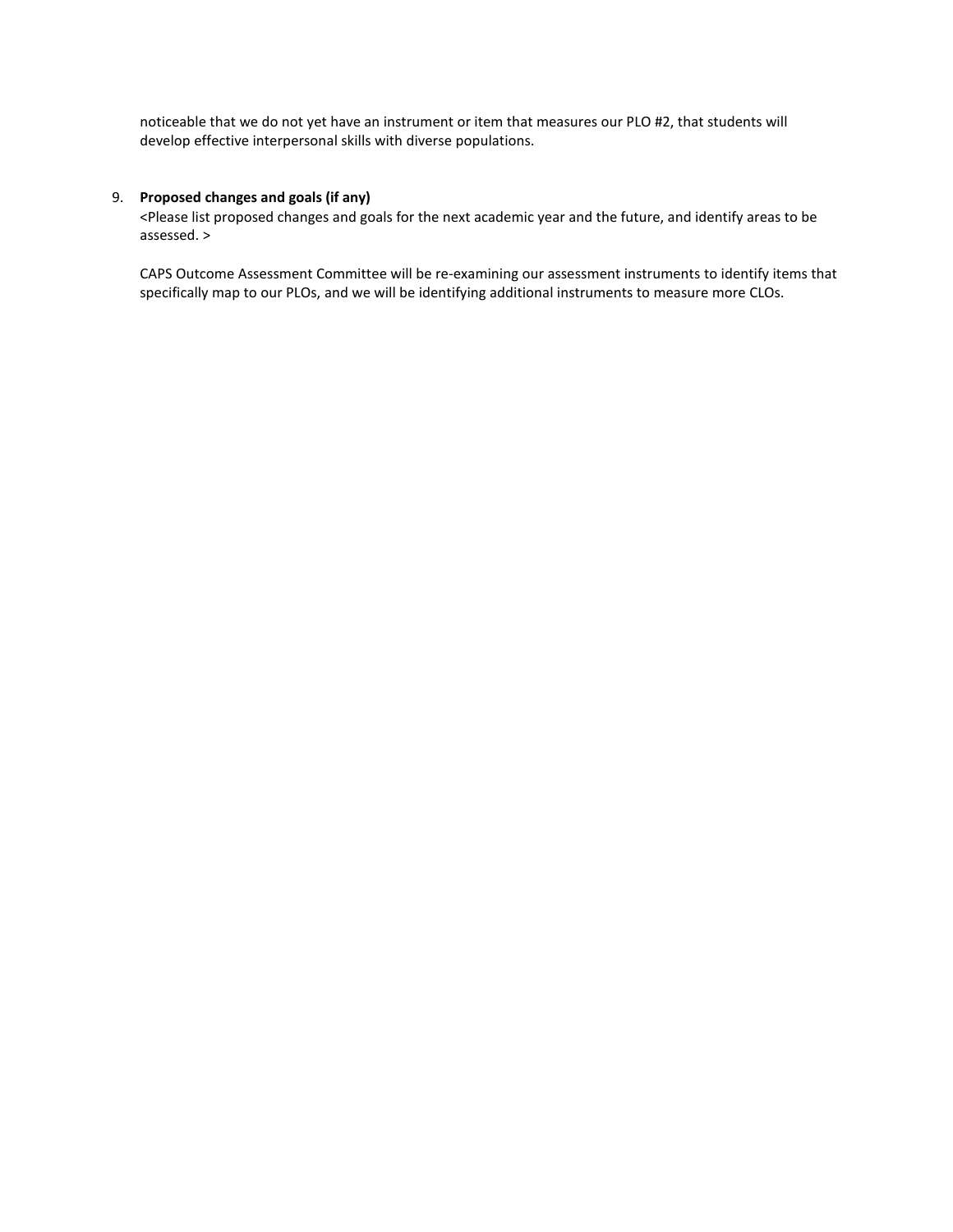noticeable that we do not yet have an instrument or item that measures our PLO #2, that students will develop effective interpersonal skills with diverse populations.

9. **Proposed changes and goals (if any)**
   <Please list proposed changes and goals for the next academic year and the future, and identify areas to be assessed. >

   CAPS Outcome Assessment Committee will be re-examining our assessment instruments to identify items that specifically map to our PLOs, and we will be identifying additional instruments to measure more CLOs.